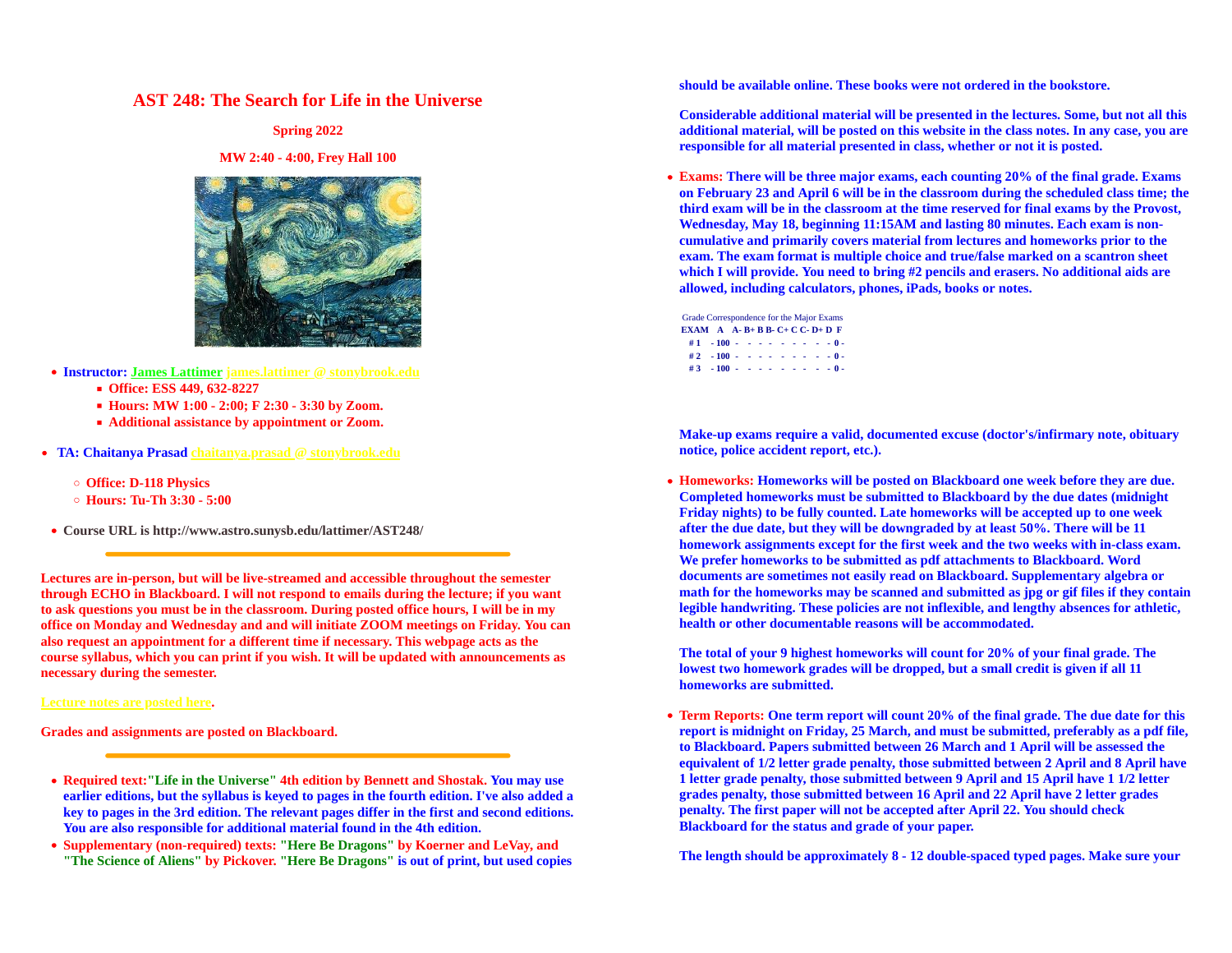# AST 248: The Search for Life in the Universe

**Spring 2022**

**MW 2:40 - 4:00, Frey Hall 100**

- **Instructor: James Lattimer james.lattimer @ stonybrook.edu**
  - **Office: ESS 449, 632-8227**
  - **Hours: MW 1:00 - 2:00; F 2:30 - 3:30 by Zoom.**
  - **Additional assistance by appointment or Zoom.**
- **TA: Chaitanya Prasad chaitanya.prasad @ stonybrook.edu**
  - **Office: D-118 Physics**
  - **Hours: Tu-Th 3:30 - 5:00**
- **Course URL is http://www.astro.sunysb.edu/lattimer/AST248/**

---

**Lectures are in-person, but will be live-streamed and accessible throughout the semester through ECHO in Blackboard. I will not respond to emails during the lecture; if you want to ask questions you must be in the classroom. During posted office hours, I will be in my office on Monday and Wednesday and and will initiate ZOOM meetings on Friday. You can also request an appointment for a different time if necessary. This webpage acts as the course syllabus, which you can print if you wish. It will be updated with announcements as necessary during the semester.**

**Lecture notes are posted here.**

**Grades and assignments are posted on Blackboard.**

---

- **Required text:"Life in the Universe" 4th edition by Bennett and Shostak. You may use earlier editions, but the syllabus is keyed to pages in the fourth edition. I've also added a key to pages in the 3rd edition. The relevant pages differ in the first and second editions. You are also responsible for additional material found in the 4th edition.**
- **Supplementary (non-required) texts: "Here Be Dragons" by Koerner and LeVay, and "The Science of Aliens" by Pickover. "Here Be Dragons" is out of print, but used copies should be available online. These books were not ordered in the bookstore.**

  **Considerable additional material will be presented in the lectures. Some, but not all this additional material, will be posted on this website in the class notes. In any case, you are responsible for all material presented in class, whether or not it is posted.**

- **Exams: There will be three major exams, each counting 20% of the final grade. Exams on February 23 and April 6 will be in the classroom during the scheduled class time; the third exam will be in the classroom at the time reserved for final exams by the Provost, Wednesday, May 18, beginning 11:15AM and lasting 80 minutes. Each exam is non-cumulative and primarily covers material from lectures and homeworks prior to the exam. The exam format is multiple choice and true/false marked on a scantron sheet which I will provide. You need to bring #2 pencils and erasers. No additional aids are allowed, including calculators, phones, iPads, books or notes.**

Grade Correspondence for the Major Exams

| EXAM | A | A- | B+ | B | B- | C+ | C | C- | D+ | D | F |
|---|---|---|---|---|---|---|---|---|---|---|---|
| # 1 | - 100 - | - | - | - | - | - | - | - | - | - | 0 - |
| # 2 | - 100 - | - | - | - | - | - | - | - | - | - | 0 - |
| # 3 | - 100 - | - | - | - | - | - | - | - | - | - | 0 - |

**Make-up exams require a valid, documented excuse (doctor's/infirmary note, obituary notice, police accident report, etc.).**

- **Homeworks: Homeworks will be posted on Blackboard one week before they are due. Completed homeworks must be submitted to Blackboard by the due dates (midnight Friday nights) to be fully counted. Late homeworks will be accepted up to one week after the due date, but they will be downgraded by at least 50%. There will be 11 homework assignments except for the first week and the two weeks with in-class exam. We prefer homeworks to be submitted as pdf attachments to Blackboard. Word documents are sometimes not easily read on Blackboard. Supplementary algebra or math for the homeworks may be scanned and submitted as jpg or gif files if they contain legible handwriting. These policies are not inflexible, and lengthy absences for athletic, health or other documentable reasons will be accommodated.**

  **The total of your 9 highest homeworks will count for 20% of your final grade. The lowest two homework grades will be dropped, but a small credit is given if all 11 homeworks are submitted.**

- **Term Reports: One term report will count 20% of the final grade. The due date for this report is midnight on Friday, 25 March, and must be submitted, preferably as a pdf file, to Blackboard. Papers submitted between 26 March and 1 April will be assessed the equivalent of 1/2 letter grade penalty, those submitted between 2 April and 8 April have 1 letter grade penalty, those submitted between 9 April and 15 April have 1 1/2 letter grades penalty, those submitted between 16 April and 22 April have 2 letter grades penalty. The first paper will not be accepted after April 22. You should check Blackboard for the status and grade of your paper.**

  **The length should be approximately 8 - 12 double-spaced typed pages. Make sure your**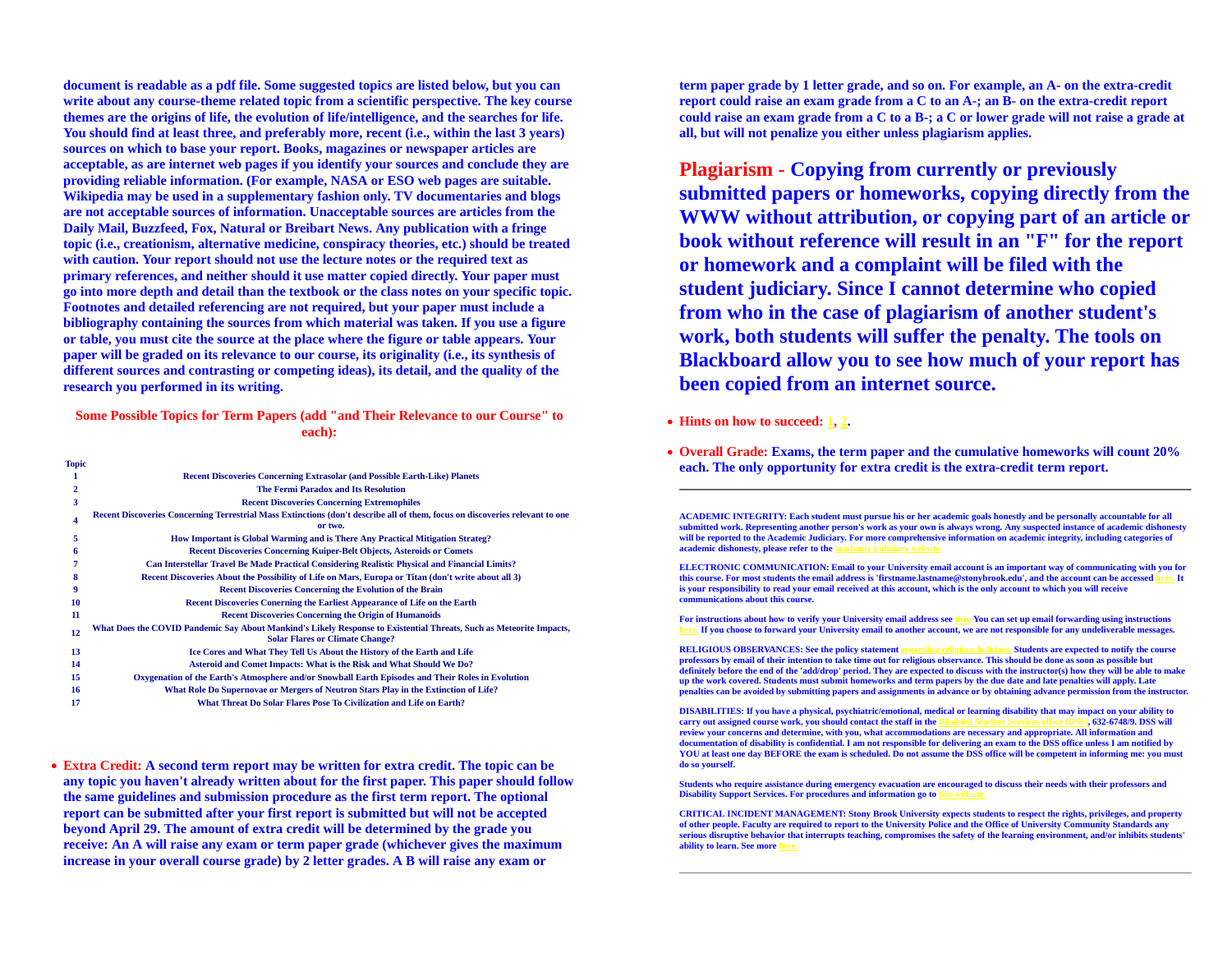document is readable as a pdf file. Some suggested topics are listed below, but you can write about any course-theme related topic from a scientific perspective. The key course themes are the origins of life, the evolution of life/intelligence, and the searches for life. You should find at least three, and preferably more, recent (i.e., within the last 3 years) sources on which to base your report. Books, magazines or newspaper articles are acceptable, as are internet web pages if you identify your sources and conclude they are providing reliable information. (For example, NASA or ESO web pages are suitable. Wikipedia may be used in a supplementary fashion only. TV documentaries and blogs are not acceptable sources of information. Unacceptable sources are articles from the Daily Mail, Buzzfeed, Fox, Natural or Breibart News. Any publication with a fringe topic (i.e., creationism, alternative medicine, conspiracy theories, etc.) should be treated with caution. Your report should not use the lecture notes or the required text as primary references, and neither should it use matter copied directly. Your paper must go into more depth and detail than the textbook or the class notes on your specific topic. Footnotes and detailed referencing are not required, but your paper must include a bibliography containing the sources from which material was taken. If you use a figure or table, you must cite the source at the place where the figure or table appears. Your paper will be graded on its relevance to our course, its originality (i.e., its synthesis of different sources and contrasting or competing ideas), its detail, and the quality of the research you performed in its writing.

**Some Possible Topics for Term Papers (add "and Their Relevance to our Course" to each):**

| Topic | |
|---|---|
| 1 | Recent Discoveries Concerning Extrasolar (and Possible Earth-Like) Planets |
| 2 | The Fermi Paradox and Its Resolution |
| 3 | Recent Discoveries Concerning Extremophiles |
| 4 | Recent Discoveries Concerning Terrestrial Mass Extinctions (don't describe all of them, focus on discoveries relevant to one or two. |
| 5 | How Important is Global Warming and is There Any Practical Mitigation Strateg? |
| 6 | Recent Discoveries Concerning Kuiper-Belt Objects, Asteroids or Comets |
| 7 | Can Interstellar Travel Be Made Practical Considering Realistic Physical and Financial Limits? |
| 8 | Recent Discoveries About the Possibility of Life on Mars, Europa or Titan (don't write about all 3) |
| 9 | Recent Discoveries Concerning the Evolution of the Brain |
| 10 | Recent Discoveries Conerning the Earliest Appearance of Life on the Earth |
| 11 | Recent Discoveries Concerning the Origin of Humanoids |
| 12 | What Does the COVID Pandemic Say About Mankind's Likely Response to Existential Threats, Such as Meteorite Impacts, Solar Flares or Climate Change? |
| 13 | Ice Cores and What They Tell Us About the History of the Earth and Life |
| 14 | Asteroid and Comet Impacts: What is the Risk and What Should We Do? |
| 15 | Oxygenation of the Earth's Atmosphere and/or Snowball Earth Episodes and Their Roles in Evolution |
| 16 | What Role Do Supernovae or Mergers of Neutron Stars Play in the Extinction of Life? |
| 17 | What Threat Do Solar Flares Pose To Civilization and Life on Earth? |

- **Extra Credit:** A second term report may be written for extra credit. The topic can be any topic you haven't already written about for the first paper. This paper should follow the same guidelines and submission procedure as the first term report. The optional report can be submitted after your first report is submitted but will not be accepted beyond April 29. The amount of extra credit will be determined by the grade you receive: An A will raise any exam or term paper grade (whichever gives the maximum increase in your overall course grade) by 2 letter grades. A B will raise any exam or term paper grade by 1 letter grade, and so on. For example, an A- on the extra-credit report could raise an exam grade from a C to an A-; an B- on the extra-credit report could raise an exam grade from a C to a B-; a C or lower grade will not raise a grade at all, but will not penalize you either unless plagiarism applies.

## Plagiarism - Copying from currently or previously submitted papers or homeworks, copying directly from the WWW without attribution, or copying part of an article or book without reference will result in an "F" for the report or homework and a complaint will be filed with the student judiciary. Since I cannot determine who copied from who in the case of plagiarism of another student's work, both students will suffer the penalty. The tools on Blackboard allow you to see how much of your report has been copied from an internet source.

- **Hints on how to succeed:** 1, 2.
- **Overall Grade:** Exams, the term paper and the cumulative homeworks will count 20% each. The only opportunity for extra credit is the extra-credit term report.

---

ACADEMIC INTEGRITY: Each student must pursue his or her academic goals honestly and be personally accountable for all submitted work. Representing another person's work as your own is always wrong. Any suspected instance of academic dishonesty will be reported to the Academic Judiciary. For more comprehensive information on academic integrity, including categories of academic dishonesty, please refer to the academic judiciary website.

ELECTRONIC COMMUNICATION: Email to your University email account is an important way of communicating with you for this course. For most students the email address is 'firstname.lastname@stonybrook.edu', and the account can be accessed here. It is your responsibility to read your email received at this account, which is the only account to which you will receive communications about this course.

For instructions about how to verify your University email address see this. You can set up email forwarding using instructions here. If you choose to forward your University email to another account, we are not responsible for any undeliverable messages.

RELIGIOUS OBSERVANCES: See the policy statement regarding religious holidays. Students are expected to notify the course professors by email of their intention to take time out for religious observance. This should be done as soon as possible but definitely before the end of the 'add/drop' period. They are expected to discuss with the instructor(s) how they will be able to make up the work covered. Students must submit homeworks and term papers by the due date and late penalties will apply. Late penalties can be avoided by submitting papers and assignments in advance or by obtaining advance permission from the instructor.

DISABILITIES: If you have a physical, psychiatric/emotional, medical or learning disability that may impact on your ability to carry out assigned course work, you should contact the staff in the Disabled Student Services office (DSS), 632-6748/9. DSS will review your concerns and determine, with you, what accommodations are necessary and appropriate. All information and documentation of disability is confidential. I am not responsible for delivering an exam to the DSS office unless I am notified by YOU at least one day BEFORE the exam is scheduled. Do not assume the DSS office will be competent in informing me: you must do so yourself.

Students who require assistance during emergency evacuation are encouraged to discuss their needs with their professors and Disability Support Services. For procedures and information go to this website.

CRITICAL INCIDENT MANAGEMENT: Stony Brook University expects students to respect the rights, privileges, and property of other people. Faculty are required to report to the University Police and the Office of University Community Standards any serious disruptive behavior that interrupts teaching, compromises the safety of the learning environment, and/or inhibits students' ability to learn. See more here.

---